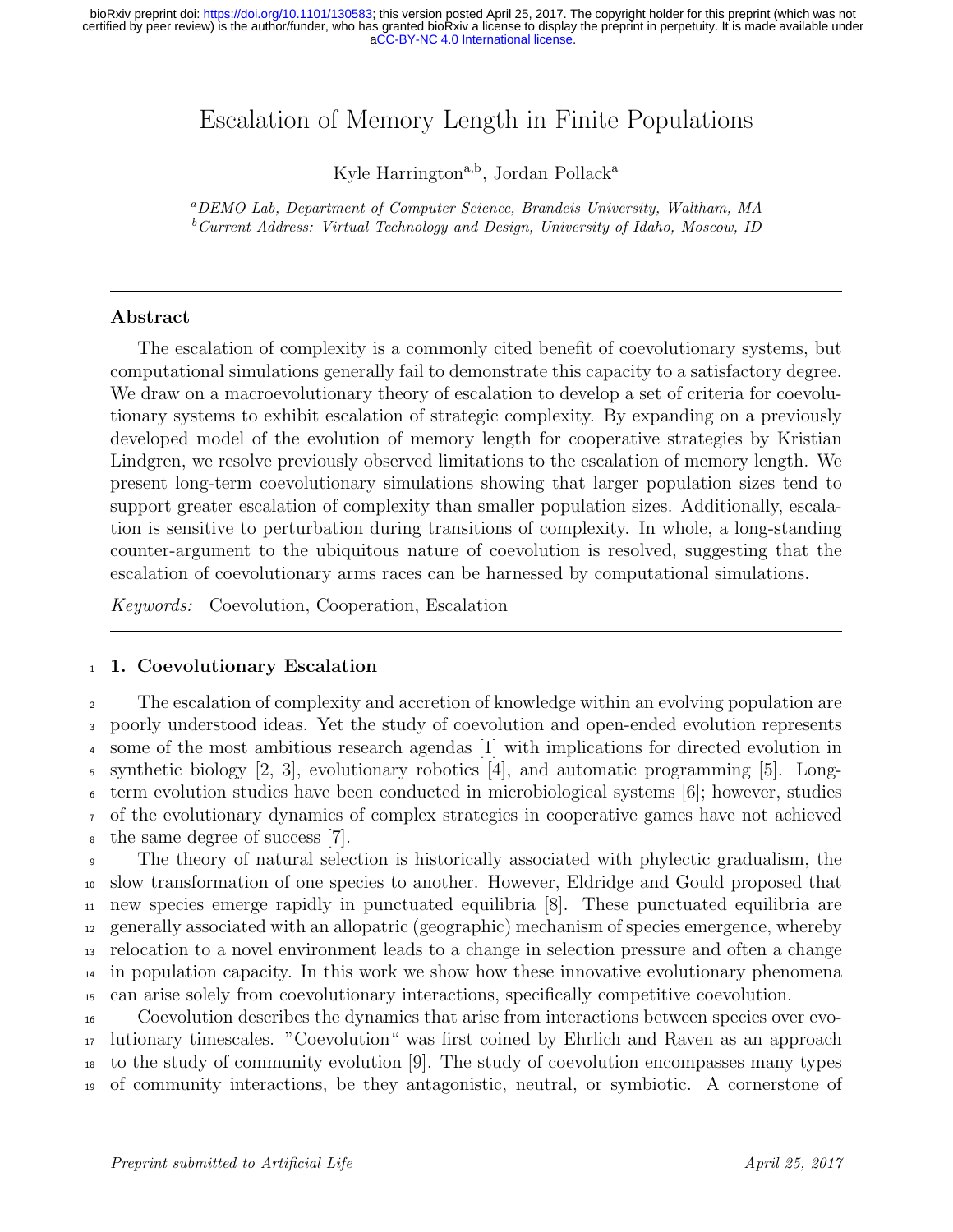# Escalation of Memory Length in Finite Populations

Kyle Harrington[a,b], Jordan Pollack[a]

[a] *DEMO Lab, Department of Computer Science, Brandeis University, Waltham, MA*
[b] *Current Address: Virtual Technology and Design, University of Idaho, Moscow, ID*

---

### Abstract

The escalation of complexity is a commonly cited benefit of coevolutionary systems, but computational simulations generally fail to demonstrate this capacity to a satisfactory degree. We draw on a macroevolutionary theory of escalation to develop a set of criteria for coevolutionary systems to exhibit escalation of strategic complexity. By expanding on a previously developed model of the evolution of memory length for cooperative strategies by Kristian Lindgren, we resolve previously observed limitations to the escalation of memory length. We present long-term coevolutionary simulations showing that larger population sizes tend to support greater escalation of complexity than smaller population sizes. Additionally, escalation is sensitive to perturbation during transitions of complexity. In whole, a long-standing counter-argument to the ubiquitous nature of coevolution is resolved, suggesting that the escalation of coevolutionary arms races can be harnessed by computational simulations.

*Keywords:* Coevolution, Cooperation, Escalation

---

## 1. Coevolutionary Escalation

The escalation of complexity and accretion of knowledge within an evolving population are poorly understood ideas. Yet the study of coevolution and open-ended evolution represents some of the most ambitious research agendas [1] with implications for directed evolution in synthetic biology [2, 3], evolutionary robotics [4], and automatic programming [5]. Long-term evolution studies have been conducted in microbiological systems [6]; however, studies of the evolutionary dynamics of complex strategies in cooperative games have not achieved the same degree of success [7].

The theory of natural selection is historically associated with phylectic gradualism, the slow transformation of one species to another. However, Eldridge and Gould proposed that new species emerge rapidly in punctuated equilibria [8]. These punctuated equilibria are generally associated with an allopatric (geographic) mechanism of species emergence, whereby relocation to a novel environment leads to a change in selection pressure and often a change in population capacity. In this work we show how these innovative evolutionary phenomena can arise solely from coevolutionary interactions, specifically competitive coevolution.

Coevolution describes the dynamics that arise from interactions between species over evolutionary timescales. "Coevolution" was first coined by Ehrlich and Raven as an approach to the study of community evolution [9]. The study of coevolution encompasses many types of community interactions, be they antagonistic, neutral, or symbiotic. A cornerstone of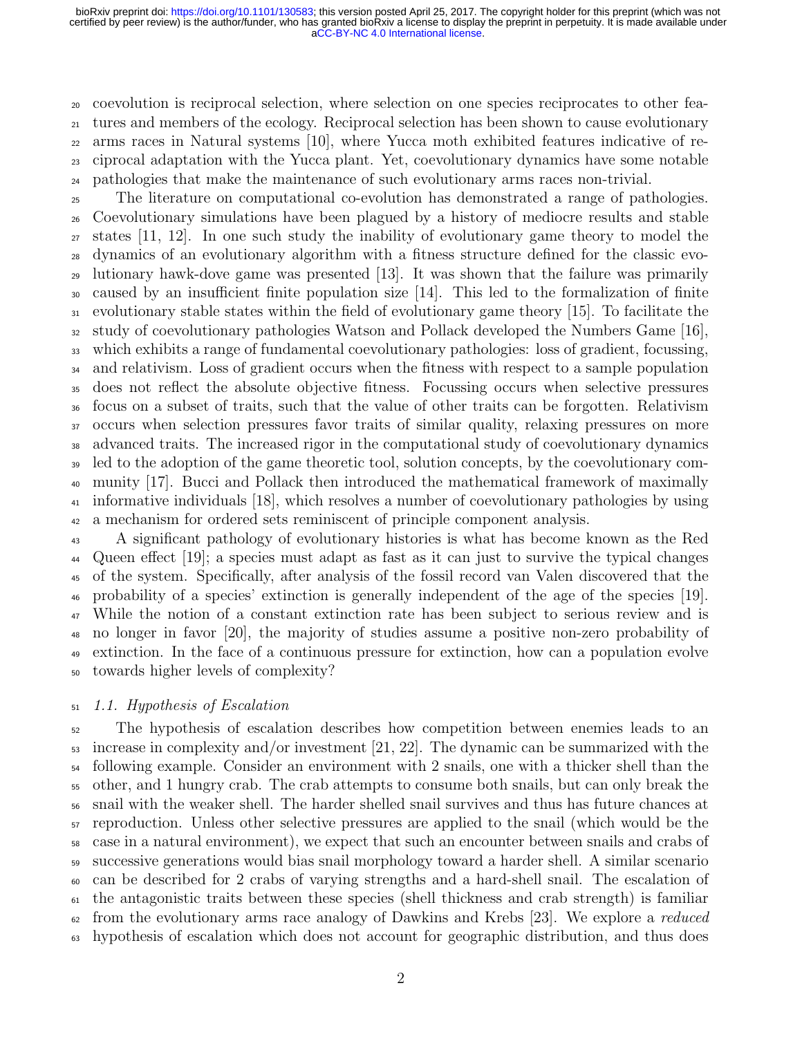coevolution is reciprocal selection, where selection on one species reciprocates to other features and members of the ecology. Reciprocal selection has been shown to cause evolutionary arms races in Natural systems [10], where Yucca moth exhibited features indicative of reciprocal adaptation with the Yucca plant. Yet, coevolutionary dynamics have some notable pathologies that make the maintenance of such evolutionary arms races non-trivial.

The literature on computational co-evolution has demonstrated a range of pathologies. Coevolutionary simulations have been plagued by a history of mediocre results and stable states [11, 12]. In one such study the inability of evolutionary game theory to model the dynamics of an evolutionary algorithm with a fitness structure defined for the classic evolutionary hawk-dove game was presented [13]. It was shown that the failure was primarily caused by an insufficient finite population size [14]. This led to the formalization of finite evolutionary stable states within the field of evolutionary game theory [15]. To facilitate the study of coevolutionary pathologies Watson and Pollack developed the Numbers Game [16], which exhibits a range of fundamental coevolutionary pathologies: loss of gradient, focussing, and relativism. Loss of gradient occurs when the fitness with respect to a sample population does not reflect the absolute objective fitness. Focussing occurs when selective pressures focus on a subset of traits, such that the value of other traits can be forgotten. Relativism occurs when selection pressures favor traits of similar quality, relaxing pressures on more advanced traits. The increased rigor in the computational study of coevolutionary dynamics led to the adoption of the game theoretic tool, solution concepts, by the coevolutionary community [17]. Bucci and Pollack then introduced the mathematical framework of maximally informative individuals [18], which resolves a number of coevolutionary pathologies by using a mechanism for ordered sets reminiscent of principle component analysis.

A significant pathology of evolutionary histories is what has become known as the Red Queen effect [19]; a species must adapt as fast as it can just to survive the typical changes of the system. Specifically, after analysis of the fossil record van Valen discovered that the probability of a species' extinction is generally independent of the age of the species [19]. While the notion of a constant extinction rate has been subject to serious review and is no longer in favor [20], the majority of studies assume a positive non-zero probability of extinction. In the face of a continuous pressure for extinction, how can a population evolve towards higher levels of complexity?

### *1.1. Hypothesis of Escalation*

The hypothesis of escalation describes how competition between enemies leads to an increase in complexity and/or investment [21, 22]. The dynamic can be summarized with the following example. Consider an environment with 2 snails, one with a thicker shell than the other, and 1 hungry crab. The crab attempts to consume both snails, but can only break the snail with the weaker shell. The harder shelled snail survives and thus has future chances at reproduction. Unless other selective pressures are applied to the snail (which would be the case in a natural environment), we expect that such an encounter between snails and crabs of successive generations would bias snail morphology toward a harder shell. A similar scenario can be described for 2 crabs of varying strengths and a hard-shell snail. The escalation of the antagonistic traits between these species (shell thickness and crab strength) is familiar from the evolutionary arms race analogy of Dawkins and Krebs [23]. We explore a *reduced* hypothesis of escalation which does not account for geographic distribution, and thus does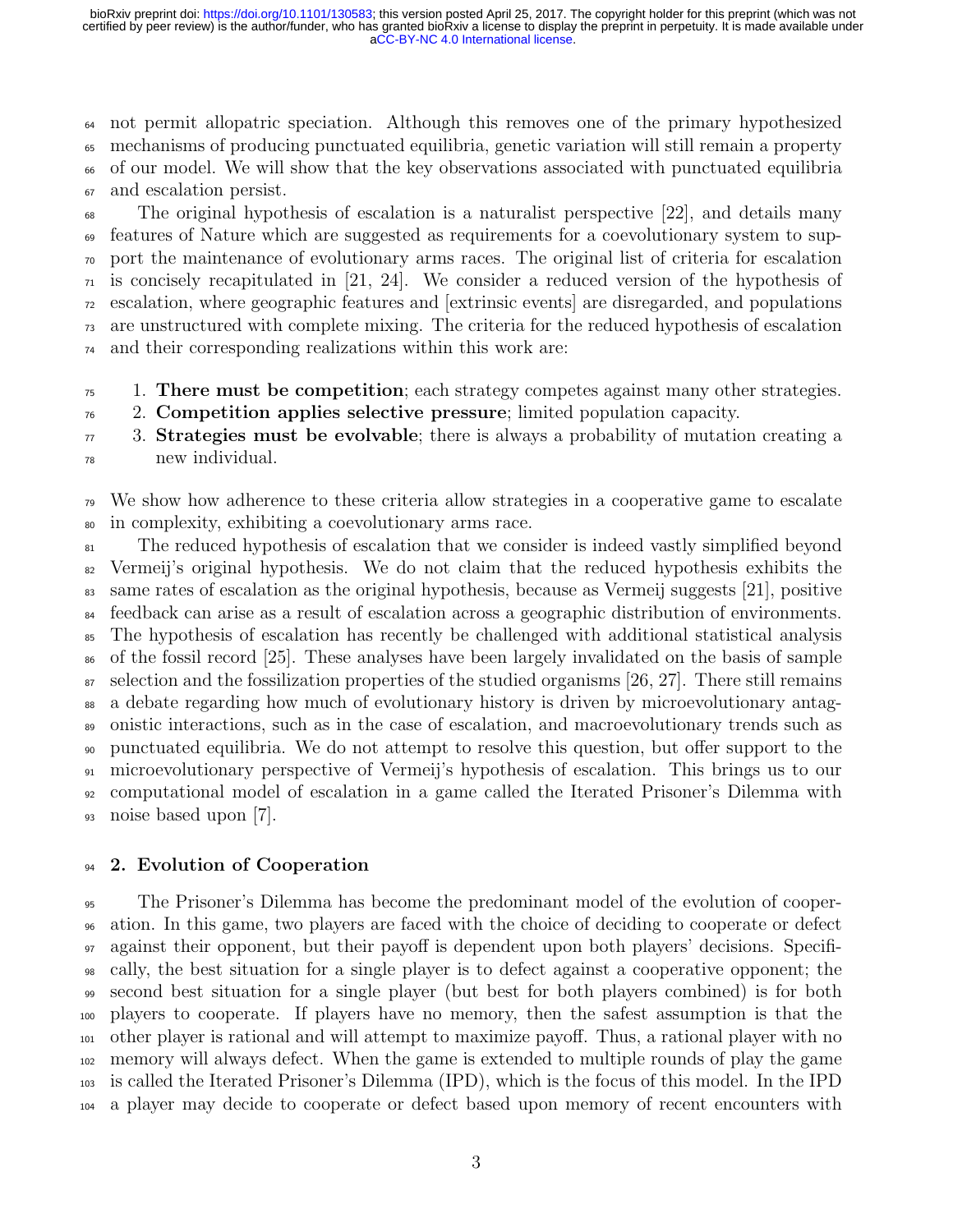not permit allopatric speciation. Although this removes one of the primary hypothesized mechanisms of producing punctuated equilibria, genetic variation will still remain a property of our model. We will show that the key observations associated with punctuated equilibria and escalation persist.

The original hypothesis of escalation is a naturalist perspective [22], and details many features of Nature which are suggested as requirements for a coevolutionary system to support the maintenance of evolutionary arms races. The original list of criteria for escalation is concisely recapitulated in [21, 24]. We consider a reduced version of the hypothesis of escalation, where geographic features and [extrinsic events] are disregarded, and populations are unstructured with complete mixing. The criteria for the reduced hypothesis of escalation and their corresponding realizations within this work are:

1. **There must be competition**; each strategy competes against many other strategies.
2. **Competition applies selective pressure**; limited population capacity.
3. **Strategies must be evolvable**; there is always a probability of mutation creating a new individual.

We show how adherence to these criteria allow strategies in a cooperative game to escalate in complexity, exhibiting a coevolutionary arms race.

The reduced hypothesis of escalation that we consider is indeed vastly simplified beyond Vermeij's original hypothesis. We do not claim that the reduced hypothesis exhibits the same rates of escalation as the original hypothesis, because as Vermeij suggests [21], positive feedback can arise as a result of escalation across a geographic distribution of environments. The hypothesis of escalation has recently be challenged with additional statistical analysis of the fossil record [25]. These analyses have been largely invalidated on the basis of sample selection and the fossilization properties of the studied organisms [26, 27]. There still remains a debate regarding how much of evolutionary history is driven by microevolutionary antagonistic interactions, such as in the case of escalation, and macroevolutionary trends such as punctuated equilibria. We do not attempt to resolve this question, but offer support to the microevolutionary perspective of Vermeij's hypothesis of escalation. This brings us to our computational model of escalation in a game called the Iterated Prisoner's Dilemma with noise based upon [7].

## 2. Evolution of Cooperation

The Prisoner's Dilemma has become the predominant model of the evolution of cooperation. In this game, two players are faced with the choice of deciding to cooperate or defect against their opponent, but their payoff is dependent upon both players' decisions. Specifically, the best situation for a single player is to defect against a cooperative opponent; the second best situation for a single player (but best for both players combined) is for both players to cooperate. If players have no memory, then the safest assumption is that the other player is rational and will attempt to maximize payoff. Thus, a rational player with no memory will always defect. When the game is extended to multiple rounds of play the game is called the Iterated Prisoner's Dilemma (IPD), which is the focus of this model. In the IPD a player may decide to cooperate or defect based upon memory of recent encounters with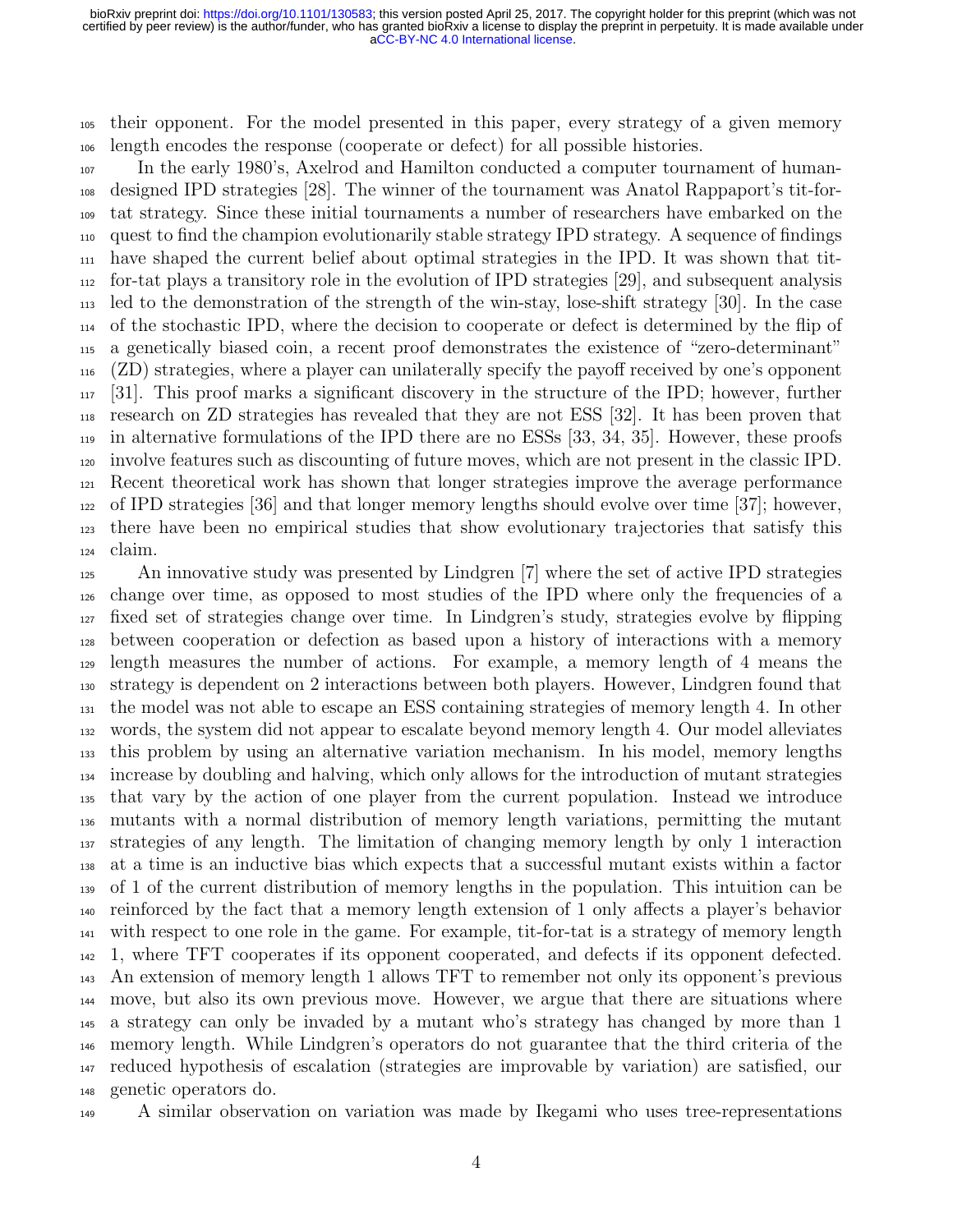their opponent. For the model presented in this paper, every strategy of a given memory length encodes the response (cooperate or defect) for all possible histories.

In the early 1980's, Axelrod and Hamilton conducted a computer tournament of human-designed IPD strategies [28]. The winner of the tournament was Anatol Rappaport's tit-for-tat strategy. Since these initial tournaments a number of researchers have embarked on the quest to find the champion evolutionarily stable strategy IPD strategy. A sequence of findings have shaped the current belief about optimal strategies in the IPD. It was shown that tit-for-tat plays a transitory role in the evolution of IPD strategies [29], and subsequent analysis led to the demonstration of the strength of the win-stay, lose-shift strategy [30]. In the case of the stochastic IPD, where the decision to cooperate or defect is determined by the flip of a genetically biased coin, a recent proof demonstrates the existence of "zero-determinant" (ZD) strategies, where a player can unilaterally specify the payoff received by one's opponent [31]. This proof marks a significant discovery in the structure of the IPD; however, further research on ZD strategies has revealed that they are not ESS [32]. It has been proven that in alternative formulations of the IPD there are no ESSs [33, 34, 35]. However, these proofs involve features such as discounting of future moves, which are not present in the classic IPD. Recent theoretical work has shown that longer strategies improve the average performance of IPD strategies [36] and that longer memory lengths should evolve over time [37]; however, there have been no empirical studies that show evolutionary trajectories that satisfy this claim.

An innovative study was presented by Lindgren [7] where the set of active IPD strategies change over time, as opposed to most studies of the IPD where only the frequencies of a fixed set of strategies change over time. In Lindgren's study, strategies evolve by flipping between cooperation or defection as based upon a history of interactions with a memory length measures the number of actions. For example, a memory length of 4 means the strategy is dependent on 2 interactions between both players. However, Lindgren found that the model was not able to escape an ESS containing strategies of memory length 4. In other words, the system did not appear to escalate beyond memory length 4. Our model alleviates this problem by using an alternative variation mechanism. In his model, memory lengths increase by doubling and halving, which only allows for the introduction of mutant strategies that vary by the action of one player from the current population. Instead we introduce mutants with a normal distribution of memory length variations, permitting the mutant strategies of any length. The limitation of changing memory length by only 1 interaction at a time is an inductive bias which expects that a successful mutant exists within a factor of 1 of the current distribution of memory lengths in the population. This intuition can be reinforced by the fact that a memory length extension of 1 only affects a player's behavior with respect to one role in the game. For example, tit-for-tat is a strategy of memory length 1, where TFT cooperates if its opponent cooperated, and defects if its opponent defected. An extension of memory length 1 allows TFT to remember not only its opponent's previous move, but also its own previous move. However, we argue that there are situations where a strategy can only be invaded by a mutant who's strategy has changed by more than 1 memory length. While Lindgren's operators do not guarantee that the third criteria of the reduced hypothesis of escalation (strategies are improvable by variation) are satisfied, our genetic operators do.

A similar observation on variation was made by Ikegami who uses tree-representations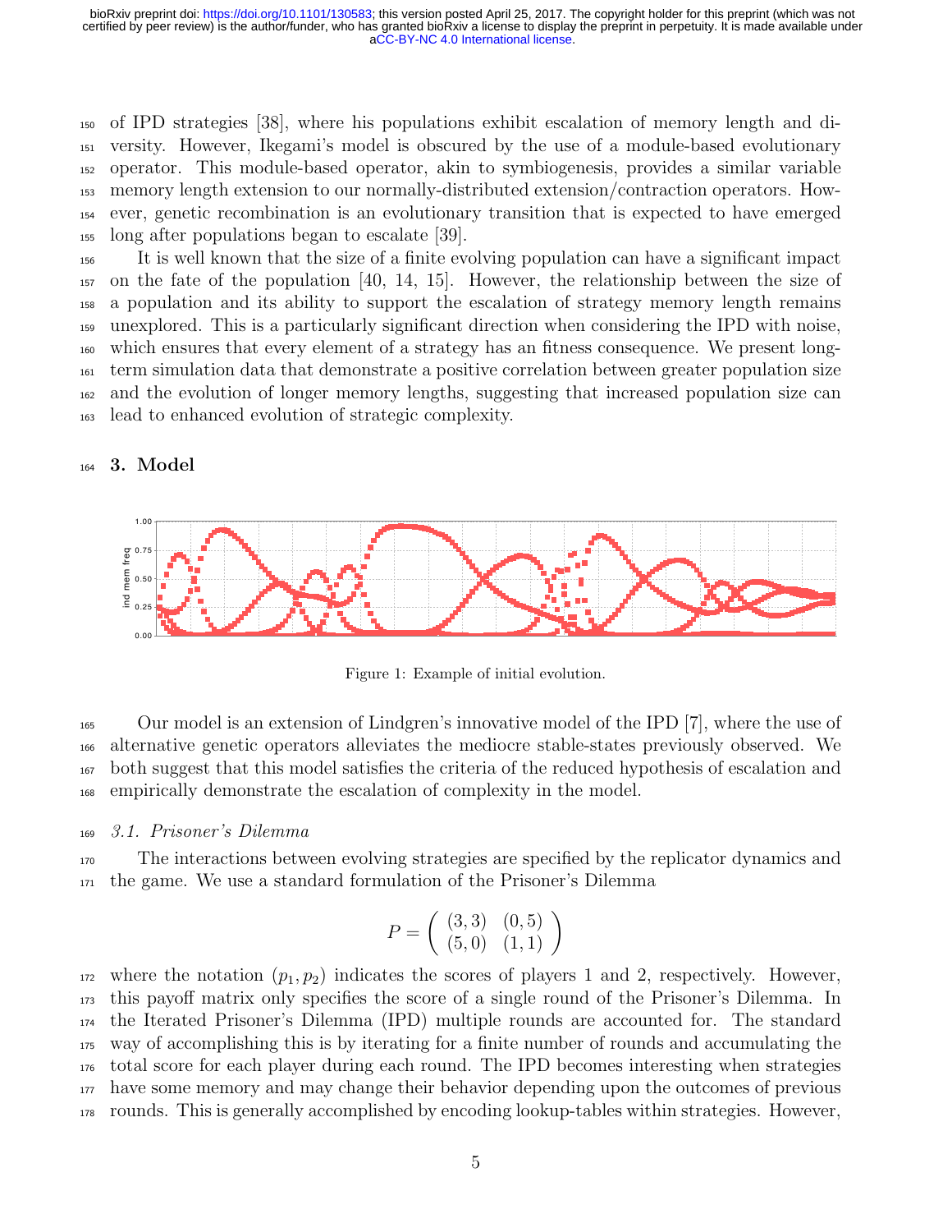of IPD strategies [38], where his populations exhibit escalation of memory length and diversity. However, Ikegami's model is obscured by the use of a module-based evolutionary operator. This module-based operator, akin to symbiogenesis, provides a similar variable memory length extension to our normally-distributed extension/contraction operators. However, genetic recombination is an evolutionary transition that is expected to have emerged long after populations began to escalate [39].

It is well known that the size of a finite evolving population can have a significant impact on the fate of the population [40, 14, 15]. However, the relationship between the size of a population and its ability to support the escalation of strategy memory length remains unexplored. This is a particularly significant direction when considering the IPD with noise, which ensures that every element of a strategy has an fitness consequence. We present long-term simulation data that demonstrate a positive correlation between greater population size and the evolution of longer memory lengths, suggesting that increased population size can lead to enhanced evolution of strategic complexity.

## 3. Model

1.00
0.75
0.50
0.25
0.00
ind mem freq

Figure 1: Example of initial evolution.

Our model is an extension of Lindgren's innovative model of the IPD [7], where the use of alternative genetic operators alleviates the mediocre stable-states previously observed. We both suggest that this model satisfies the criteria of the reduced hypothesis of escalation and empirically demonstrate the escalation of complexity in the model.

### *3.1. Prisoner's Dilemma*

The interactions between evolving strategies are specified by the replicator dynamics and the game. We use a standard formulation of the Prisoner's Dilemma

$$P = \begin{pmatrix} (3,3) & (0,5) \\ (5,0) & (1,1) \end{pmatrix}$$

where the notation $(p_1, p_2)$ indicates the scores of players 1 and 2, respectively. However, this payoff matrix only specifies the score of a single round of the Prisoner's Dilemma. In the Iterated Prisoner's Dilemma (IPD) multiple rounds are accounted for. The standard way of accomplishing this is by iterating for a finite number of rounds and accumulating the total score for each player during each round. The IPD becomes interesting when strategies have some memory and may change their behavior depending upon the outcomes of previous rounds. This is generally accomplished by encoding lookup-tables within strategies. However,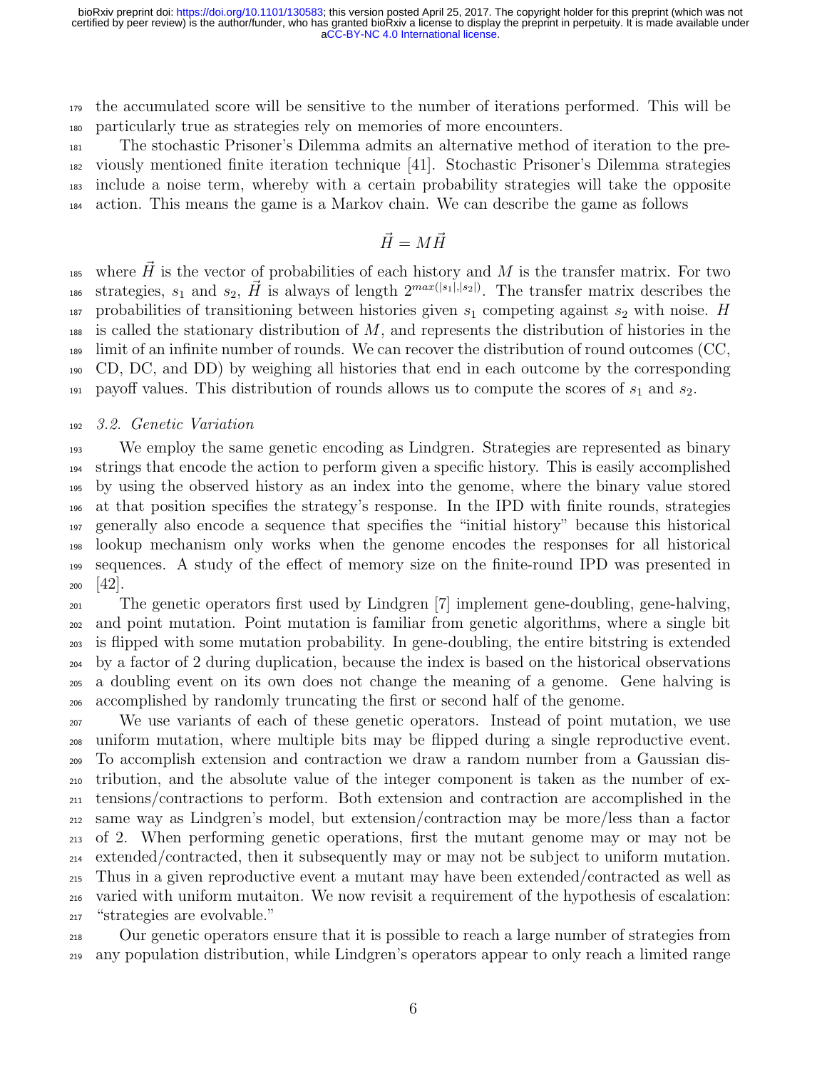the accumulated score will be sensitive to the number of iterations performed. This will be particularly true as strategies rely on memories of more encounters.

The stochastic Prisoner's Dilemma admits an alternative method of iteration to the previously mentioned finite iteration technique [41]. Stochastic Prisoner's Dilemma strategies include a noise term, whereby with a certain probability strategies will take the opposite action. This means the game is a Markov chain. We can describe the game as follows

$$\vec{H} = M\vec{H}$$

where $\vec{H}$ is the vector of probabilities of each history and $M$ is the transfer matrix. For two strategies, $s_1$ and $s_2$, $\vec{H}$ is always of length $2^{max(|s_1|,|s_2|)}$. The transfer matrix describes the probabilities of transitioning between histories given $s_1$ competing against $s_2$ with noise. $H$ is called the stationary distribution of $M$, and represents the distribution of histories in the limit of an infinite number of rounds. We can recover the distribution of round outcomes (CC, CD, DC, and DD) by weighing all histories that end in each outcome by the corresponding payoff values. This distribution of rounds allows us to compute the scores of $s_1$ and $s_2$.

### *3.2. Genetic Variation*

We employ the same genetic encoding as Lindgren. Strategies are represented as binary strings that encode the action to perform given a specific history. This is easily accomplished by using the observed history as an index into the genome, where the binary value stored at that position specifies the strategy's response. In the IPD with finite rounds, strategies generally also encode a sequence that specifies the "initial history" because this historical lookup mechanism only works when the genome encodes the responses for all historical sequences. A study of the effect of memory size on the finite-round IPD was presented in [42].

The genetic operators first used by Lindgren [7] implement gene-doubling, gene-halving, and point mutation. Point mutation is familiar from genetic algorithms, where a single bit is flipped with some mutation probability. In gene-doubling, the entire bitstring is extended by a factor of 2 during duplication, because the index is based on the historical observations a doubling event on its own does not change the meaning of a genome. Gene halving is accomplished by randomly truncating the first or second half of the genome.

We use variants of each of these genetic operators. Instead of point mutation, we use uniform mutation, where multiple bits may be flipped during a single reproductive event. To accomplish extension and contraction we draw a random number from a Gaussian distribution, and the absolute value of the integer component is taken as the number of extensions/contractions to perform. Both extension and contraction are accomplished in the same way as Lindgren's model, but extension/contraction may be more/less than a factor of 2. When performing genetic operations, first the mutant genome may or may not be extended/contracted, then it subsequently may or may not be subject to uniform mutation. Thus in a given reproductive event a mutant may have been extended/contracted as well as varied with uniform mutaiton. We now revisit a requirement of the hypothesis of escalation: "strategies are evolvable."

Our genetic operators ensure that it is possible to reach a large number of strategies from any population distribution, while Lindgren's operators appear to only reach a limited range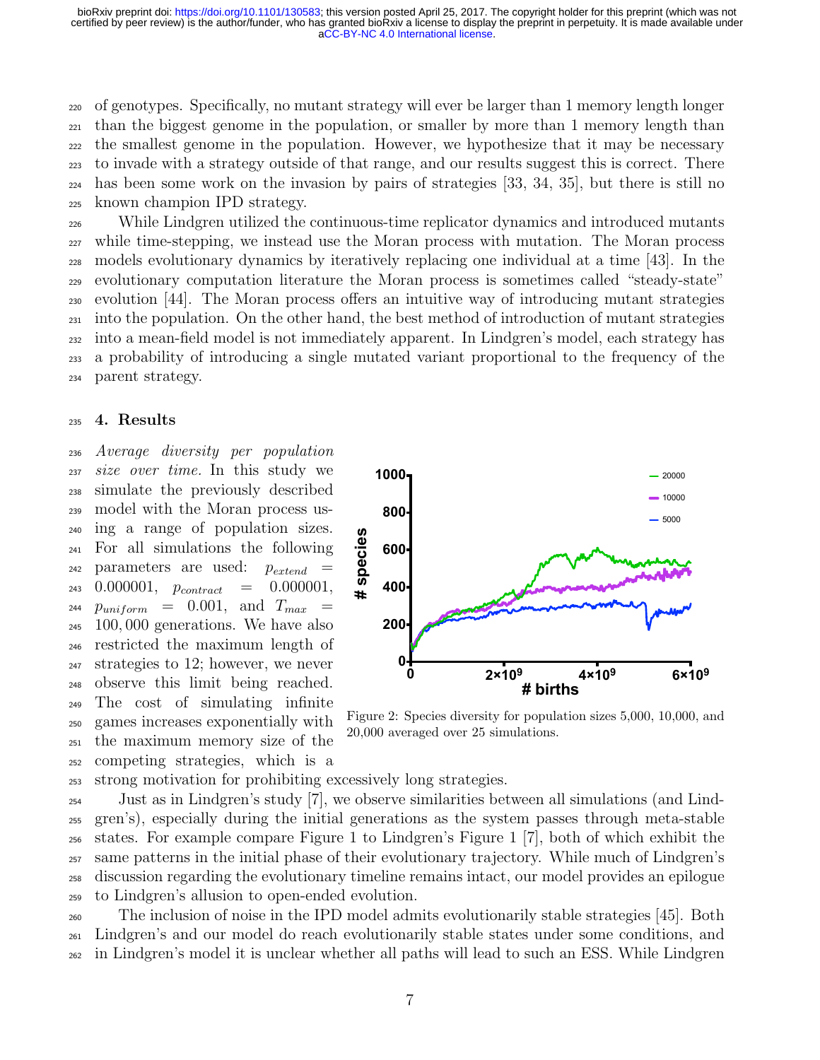of genotypes. Specifically, no mutant strategy will ever be larger than 1 memory length longer than the biggest genome in the population, or smaller by more than 1 memory length than the smallest genome in the population. However, we hypothesize that it may be necessary to invade with a strategy outside of that range, and our results suggest this is correct. There has been some work on the invasion by pairs of strategies [33, 34, 35], but there is still no known champion IPD strategy.

While Lindgren utilized the continuous-time replicator dynamics and introduced mutants while time-stepping, we instead use the Moran process with mutation. The Moran process models evolutionary dynamics by iteratively replacing one individual at a time [43]. In the evolutionary computation literature the Moran process is sometimes called "steady-state" evolution [44]. The Moran process offers an intuitive way of introducing mutant strategies into the population. On the other hand, the best method of introduction of mutant strategies into a mean-field model is not immediately apparent. In Lindgren's model, each strategy has a probability of introducing a single mutated variant proportional to the frequency of the parent strategy.

## 4. Results

*Average diversity per population size over time.* In this study we simulate the previously described model with the Moran process using a range of population sizes. For all simulations the following parameters are used: $p_{extend} = 0.000001$, $p_{contract} = 0.000001$, $p_{uniform} = 0.001$, and $T_{max} = 100,000$ generations. We have also restricted the maximum length of strategies to 12; however, we never observe this limit being reached. The cost of simulating infinite games increases exponentially with the maximum memory size of the competing strategies, which is a strong motivation for prohibiting excessively long strategies.

Figure 2: Species diversity for population sizes 5,000, 10,000, and 20,000 averaged over 25 simulations.

Just as in Lindgren's study [7], we observe similarities between all simulations (and Lindgren's), especially during the initial generations as the system passes through meta-stable states. For example compare Figure 1 to Lindgren's Figure 1 [7], both of which exhibit the same patterns in the initial phase of their evolutionary trajectory. While much of Lindgren's discussion regarding the evolutionary timeline remains intact, our model provides an epilogue to Lindgren's allusion to open-ended evolution.

The inclusion of noise in the IPD model admits evolutionarily stable strategies [45]. Both Lindgren's and our model do reach evolutionarily stable states under some conditions, and in Lindgren's model it is unclear whether all paths will lead to such an ESS. While Lindgren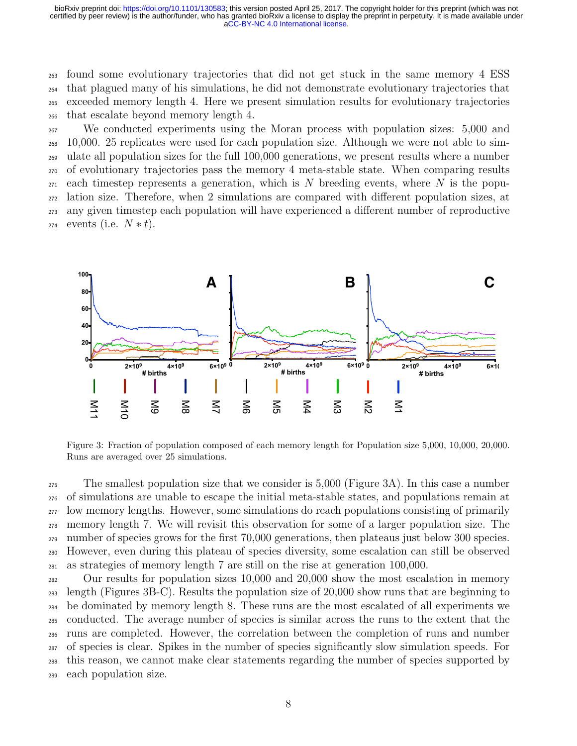found some evolutionary trajectories that did not get stuck in the same memory 4 ESS that plagued many of his simulations, he did not demonstrate evolutionary trajectories that exceeded memory length 4. Here we present simulation results for evolutionary trajectories that escalate beyond memory length 4.

We conducted experiments using the Moran process with population sizes: 5,000 and 10,000. 25 replicates were used for each population size. Although we were not able to simulate all population sizes for the full 100,000 generations, we present results where a number of evolutionary trajectories pass the memory 4 meta-stable state. When comparing results each timestep represents a generation, which is $N$ breeding events, where $N$ is the population size. Therefore, when 2 simulations are compared with different population sizes, at any given timestep each population will have experienced a different number of reproductive events (i.e. $N * t$).

A
B
C
100
80
60
40
20
0
0
2×10⁹
4×10⁹
6×10⁹
# births
M11 M10 M9 M8 M7 M6 M5 M4 M3 M2 M1

Figure 3: Fraction of population composed of each memory length for Population size 5,000, 10,000, 20,000. Runs are averaged over 25 simulations.

The smallest population size that we consider is 5,000 (Figure 3A). In this case a number of simulations are unable to escape the initial meta-stable states, and populations remain at low memory lengths. However, some simulations do reach populations consisting of primarily memory length 7. We will revisit this observation for some of a larger population size. The number of species grows for the first 70,000 generations, then plateaus just below 300 species. However, even during this plateau of species diversity, some escalation can still be observed as strategies of memory length 7 are still on the rise at generation 100,000.

Our results for population sizes 10,000 and 20,000 show the most escalation in memory length (Figures 3B-C). Results the population size of 20,000 show runs that are beginning to be dominated by memory length 8. These runs are the most escalated of all experiments we conducted. The average number of species is similar across the runs to the extent that the runs are completed. However, the correlation between the completion of runs and number of species is clear. Spikes in the number of species significantly slow simulation speeds. For this reason, we cannot make clear statements regarding the number of species supported by each population size.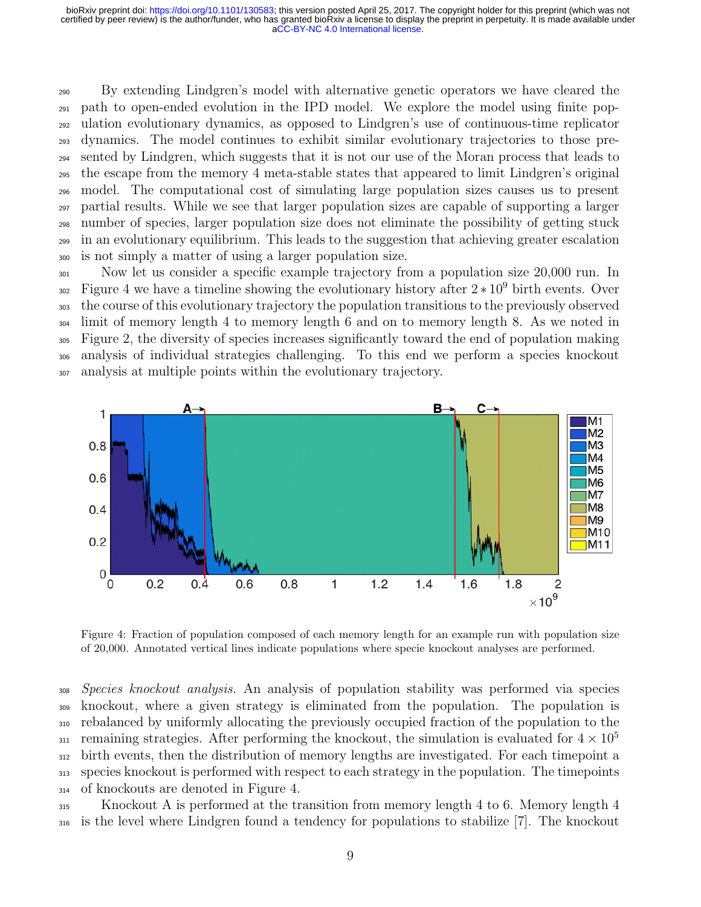By extending Lindgren's model with alternative genetic operators we have cleared the path to open-ended evolution in the IPD model. We explore the model using finite population evolutionary dynamics, as opposed to Lindgren's use of continuous-time replicator dynamics. The model continues to exhibit similar evolutionary trajectories to those presented by Lindgren, which suggests that it is not our use of the Moran process that leads to the escape from the memory 4 meta-stable states that appeared to limit Lindgren's original model. The computational cost of simulating large population sizes causes us to present partial results. While we see that larger population sizes are capable of supporting a larger number of species, larger population size does not eliminate the possibility of getting stuck in an evolutionary equilibrium. This leads to the suggestion that achieving greater escalation is not simply a matter of using a larger population size.

Now let us consider a specific example trajectory from a population size 20,000 run. In Figure 4 we have a timeline showing the evolutionary history after $2 * 10^9$ birth events. Over the course of this evolutionary trajectory the population transitions to the previously observed limit of memory length 4 to memory length 6 and on to memory length 8. As we noted in Figure 2, the diversity of species increases significantly toward the end of population making analysis of individual strategies challenging. To this end we perform a species knockout analysis at multiple points within the evolutionary trajectory.

Figure 4: Fraction of population composed of each memory length for an example run with population size of 20,000. Annotated vertical lines indicate populations where specie knockout analyses are performed.

*Species knockout analysis.* An analysis of population stability was performed via species knockout, where a given strategy is eliminated from the population. The population is rebalanced by uniformly allocating the previously occupied fraction of the population to the remaining strategies. After performing the knockout, the simulation is evaluated for $4 \times 10^5$ birth events, then the distribution of memory lengths are investigated. For each timepoint a species knockout is performed with respect to each strategy in the population. The timepoints of knockouts are denoted in Figure 4.

Knockout A is performed at the transition from memory length 4 to 6. Memory length 4 is the level where Lindgren found a tendency for populations to stabilize [7]. The knockout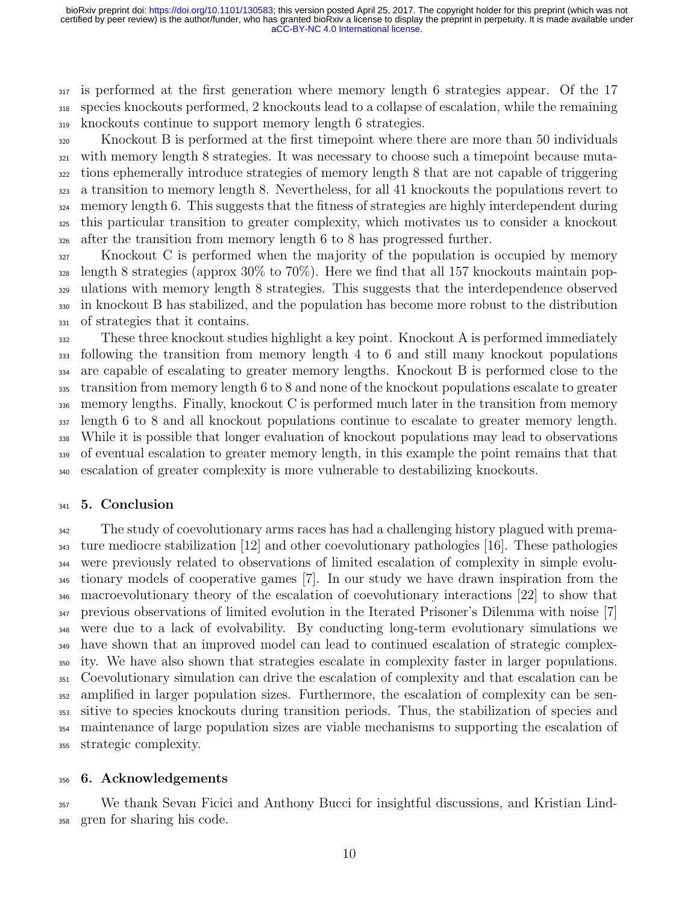is performed at the first generation where memory length 6 strategies appear. Of the 17 species knockouts performed, 2 knockouts lead to a collapse of escalation, while the remaining knockouts continue to support memory length 6 strategies.

Knockout B is performed at the first timepoint where there are more than 50 individuals with memory length 8 strategies. It was necessary to choose such a timepoint because mutations ephemerally introduce strategies of memory length 8 that are not capable of triggering a transition to memory length 8. Nevertheless, for all 41 knockouts the populations revert to memory length 6. This suggests that the fitness of strategies are highly interdependent during this particular transition to greater complexity, which motivates us to consider a knockout after the transition from memory length 6 to 8 has progressed further.

Knockout C is performed when the majority of the population is occupied by memory length 8 strategies (approx 30% to 70%). Here we find that all 157 knockouts maintain populations with memory length 8 strategies. This suggests that the interdependence observed in knockout B has stabilized, and the population has become more robust to the distribution of strategies that it contains.

These three knockout studies highlight a key point. Knockout A is performed immediately following the transition from memory length 4 to 6 and still many knockout populations are capable of escalating to greater memory lengths. Knockout B is performed close to the transition from memory length 6 to 8 and none of the knockout populations escalate to greater memory lengths. Finally, knockout C is performed much later in the transition from memory length 6 to 8 and all knockout populations continue to escalate to greater memory length. While it is possible that longer evaluation of knockout populations may lead to observations of eventual escalation to greater memory length, in this example the point remains that that escalation of greater complexity is more vulnerable to destabilizing knockouts.

## 5. Conclusion

The study of coevolutionary arms races has had a challenging history plagued with premature mediocre stabilization [12] and other coevolutionary pathologies [16]. These pathologies were previously related to observations of limited escalation of complexity in simple evolutionary models of cooperative games [7]. In our study we have drawn inspiration from the macroevolutionary theory of the escalation of coevolutionary interactions [22] to show that previous observations of limited evolution in the Iterated Prisoner's Dilemma with noise [7] were due to a lack of evolvability. By conducting long-term evolutionary simulations we have shown that an improved model can lead to continued escalation of strategic complexity. We have also shown that strategies escalate in complexity faster in larger populations. Coevolutionary simulation can drive the escalation of complexity and that escalation can be amplified in larger population sizes. Furthermore, the escalation of complexity can be sensitive to species knockouts during transition periods. Thus, the stabilization of species and maintenance of large population sizes are viable mechanisms to supporting the escalation of strategic complexity.

## 6. Acknowledgements

We thank Sevan Ficici and Anthony Bucci for insightful discussions, and Kristian Lindgren for sharing his code.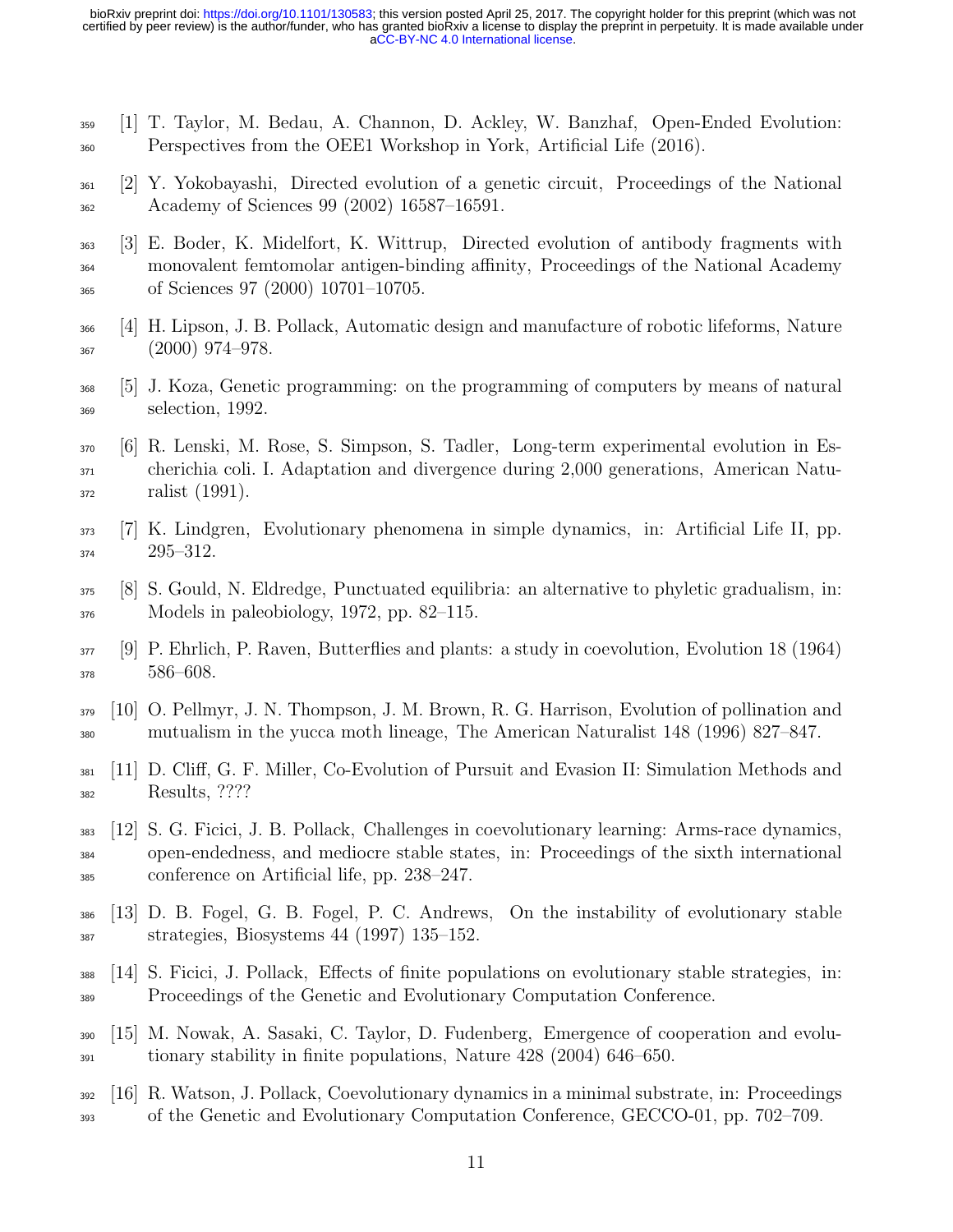[1] T. Taylor, M. Bedau, A. Channon, D. Ackley, W. Banzhaf, Open-Ended Evolution: Perspectives from the OEE1 Workshop in York, Artificial Life (2016).

[2] Y. Yokobayashi, Directed evolution of a genetic circuit, Proceedings of the National Academy of Sciences 99 (2002) 16587–16591.

[3] E. Boder, K. Midelfort, K. Wittrup, Directed evolution of antibody fragments with monovalent femtomolar antigen-binding affinity, Proceedings of the National Academy of Sciences 97 (2000) 10701–10705.

[4] H. Lipson, J. B. Pollack, Automatic design and manufacture of robotic lifeforms, Nature (2000) 974–978.

[5] J. Koza, Genetic programming: on the programming of computers by means of natural selection, 1992.

[6] R. Lenski, M. Rose, S. Simpson, S. Tadler, Long-term experimental evolution in Escherichia coli. I. Adaptation and divergence during 2,000 generations, American Naturalist (1991).

[7] K. Lindgren, Evolutionary phenomena in simple dynamics, in: Artificial Life II, pp. 295–312.

[8] S. Gould, N. Eldredge, Punctuated equilibria: an alternative to phyletic gradualism, in: Models in paleobiology, 1972, pp. 82–115.

[9] P. Ehrlich, P. Raven, Butterflies and plants: a study in coevolution, Evolution 18 (1964) 586–608.

[10] O. Pellmyr, J. N. Thompson, J. M. Brown, R. G. Harrison, Evolution of pollination and mutualism in the yucca moth lineage, The American Naturalist 148 (1996) 827–847.

[11] D. Cliff, G. F. Miller, Co-Evolution of Pursuit and Evasion II: Simulation Methods and Results, ????

[12] S. G. Ficici, J. B. Pollack, Challenges in coevolutionary learning: Arms-race dynamics, open-endedness, and mediocre stable states, in: Proceedings of the sixth international conference on Artificial life, pp. 238–247.

[13] D. B. Fogel, G. B. Fogel, P. C. Andrews, On the instability of evolutionary stable strategies, Biosystems 44 (1997) 135–152.

[14] S. Ficici, J. Pollack, Effects of finite populations on evolutionary stable strategies, in: Proceedings of the Genetic and Evolutionary Computation Conference.

[15] M. Nowak, A. Sasaki, C. Taylor, D. Fudenberg, Emergence of cooperation and evolutionary stability in finite populations, Nature 428 (2004) 646–650.

[16] R. Watson, J. Pollack, Coevolutionary dynamics in a minimal substrate, in: Proceedings of the Genetic and Evolutionary Computation Conference, GECCO-01, pp. 702–709.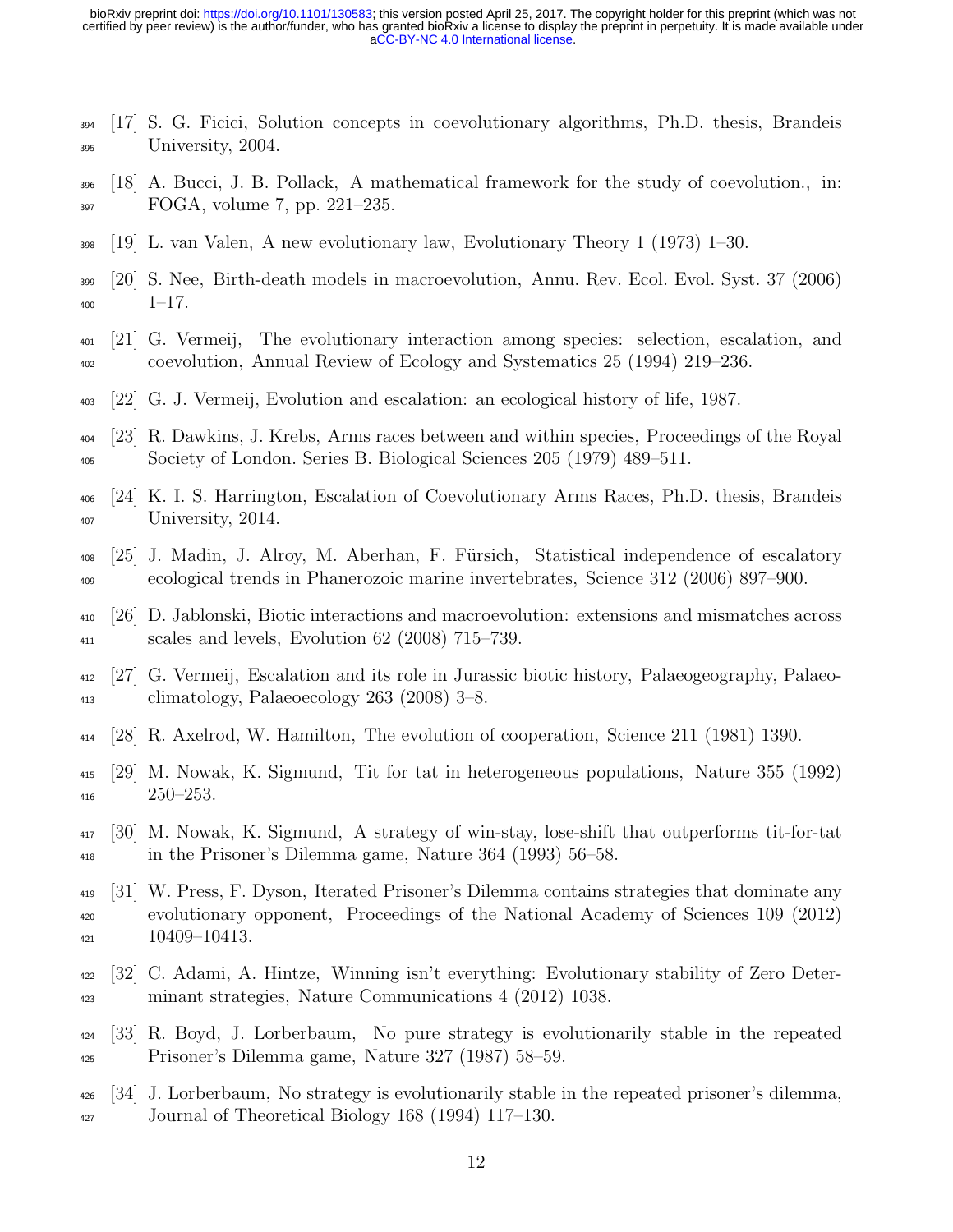[17] S. G. Ficici, Solution concepts in coevolutionary algorithms, Ph.D. thesis, Brandeis University, 2004.

[18] A. Bucci, J. B. Pollack, A mathematical framework for the study of coevolution., in: FOGA, volume 7, pp. 221–235.

[19] L. van Valen, A new evolutionary law, Evolutionary Theory 1 (1973) 1–30.

[20] S. Nee, Birth-death models in macroevolution, Annu. Rev. Ecol. Evol. Syst. 37 (2006) 1–17.

[21] G. Vermeij, The evolutionary interaction among species: selection, escalation, and coevolution, Annual Review of Ecology and Systematics 25 (1994) 219–236.

[22] G. J. Vermeij, Evolution and escalation: an ecological history of life, 1987.

[23] R. Dawkins, J. Krebs, Arms races between and within species, Proceedings of the Royal Society of London. Series B. Biological Sciences 205 (1979) 489–511.

[24] K. I. S. Harrington, Escalation of Coevolutionary Arms Races, Ph.D. thesis, Brandeis University, 2014.

[25] J. Madin, J. Alroy, M. Aberhan, F. Fürsich, Statistical independence of escalatory ecological trends in Phanerozoic marine invertebrates, Science 312 (2006) 897–900.

[26] D. Jablonski, Biotic interactions and macroevolution: extensions and mismatches across scales and levels, Evolution 62 (2008) 715–739.

[27] G. Vermeij, Escalation and its role in Jurassic biotic history, Palaeogeography, Palaeoclimatology, Palaeoecology 263 (2008) 3–8.

[28] R. Axelrod, W. Hamilton, The evolution of cooperation, Science 211 (1981) 1390.

[29] M. Nowak, K. Sigmund, Tit for tat in heterogeneous populations, Nature 355 (1992) 250–253.

[30] M. Nowak, K. Sigmund, A strategy of win-stay, lose-shift that outperforms tit-for-tat in the Prisoner's Dilemma game, Nature 364 (1993) 56–58.

[31] W. Press, F. Dyson, Iterated Prisoner's Dilemma contains strategies that dominate any evolutionary opponent, Proceedings of the National Academy of Sciences 109 (2012) 10409–10413.

[32] C. Adami, A. Hintze, Winning isn't everything: Evolutionary stability of Zero Determinant strategies, Nature Communications 4 (2012) 1038.

[33] R. Boyd, J. Lorberbaum, No pure strategy is evolutionarily stable in the repeated Prisoner's Dilemma game, Nature 327 (1987) 58–59.

[34] J. Lorberbaum, No strategy is evolutionarily stable in the repeated prisoner's dilemma, Journal of Theoretical Biology 168 (1994) 117–130.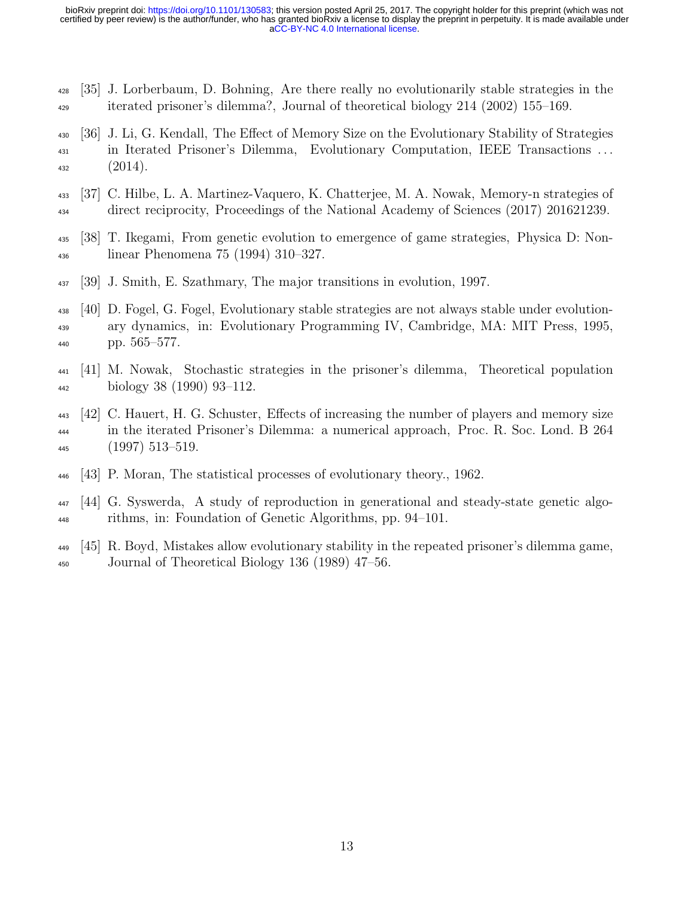[35] J. Lorberbaum, D. Bohning, Are there really no evolutionarily stable strategies in the iterated prisoner's dilemma?, Journal of theoretical biology 214 (2002) 155–169.

[36] J. Li, G. Kendall, The Effect of Memory Size on the Evolutionary Stability of Strategies in Iterated Prisoner's Dilemma, Evolutionary Computation, IEEE Transactions ... (2014).

[37] C. Hilbe, L. A. Martinez-Vaquero, K. Chatterjee, M. A. Nowak, Memory-n strategies of direct reciprocity, Proceedings of the National Academy of Sciences (2017) 201621239.

[38] T. Ikegami, From genetic evolution to emergence of game strategies, Physica D: Nonlinear Phenomena 75 (1994) 310–327.

[39] J. Smith, E. Szathmary, The major transitions in evolution, 1997.

[40] D. Fogel, G. Fogel, Evolutionary stable strategies are not always stable under evolutionary dynamics, in: Evolutionary Programming IV, Cambridge, MA: MIT Press, 1995, pp. 565–577.

[41] M. Nowak, Stochastic strategies in the prisoner's dilemma, Theoretical population biology 38 (1990) 93–112.

[42] C. Hauert, H. G. Schuster, Effects of increasing the number of players and memory size in the iterated Prisoner's Dilemma: a numerical approach, Proc. R. Soc. Lond. B 264 (1997) 513–519.

[43] P. Moran, The statistical processes of evolutionary theory., 1962.

[44] G. Syswerda, A study of reproduction in generational and steady-state genetic algorithms, in: Foundation of Genetic Algorithms, pp. 94–101.

[45] R. Boyd, Mistakes allow evolutionary stability in the repeated prisoner's dilemma game, Journal of Theoretical Biology 136 (1989) 47–56.